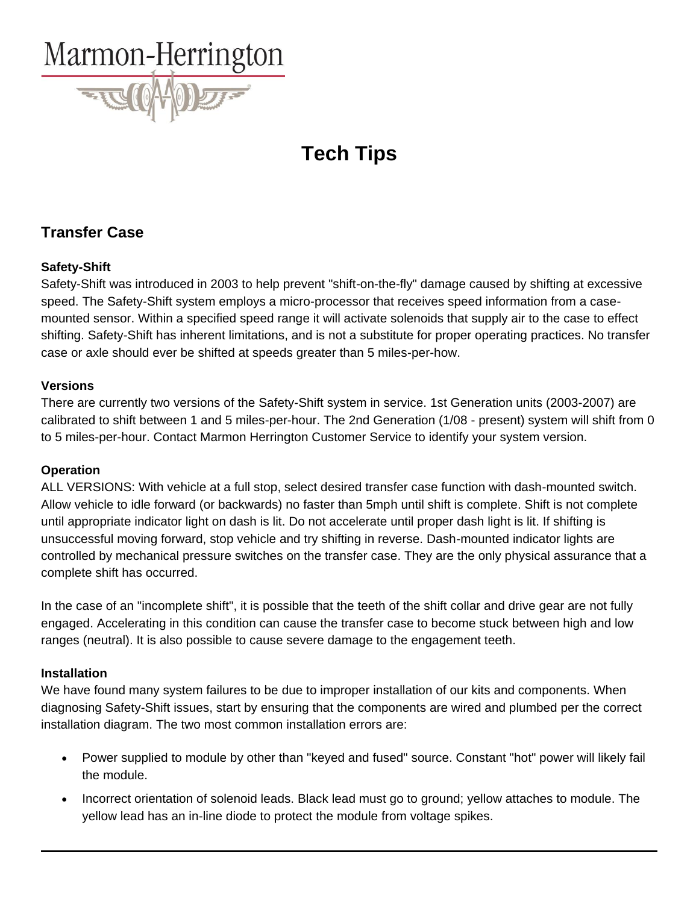Marmon-Herrington

# Tech Tips

## Transfer Case

### Safety-Shift

Safety-Shift was introduced in 2003 to help prevent "shift-on-the-fly" damage caused by shifting at excessive speed. The Safety-Shift system employs a micro-processor that receives speed information from a case-mounted sensor. Within a specified speed range it will activate solenoids that supply air to the case to effect shifting. Safety-Shift has inherent limitations, and is not a substitute for proper operating practices. No transfer case or axle should ever be shifted at speeds greater than 5 miles-per-how.

### Versions

There are currently two versions of the Safety-Shift system in service. 1st Generation units (2003-2007) are calibrated to shift between 1 and 5 miles-per-hour. The 2nd Generation (1/08 - present) system will shift from 0 to 5 miles-per-hour. Contact Marmon Herrington Customer Service to identify your system version.

### Operation

ALL VERSIONS: With vehicle at a full stop, select desired transfer case function with dash-mounted switch. Allow vehicle to idle forward (or backwards) no faster than 5mph until shift is complete. Shift is not complete until appropriate indicator light on dash is lit. Do not accelerate until proper dash light is lit. If shifting is unsuccessful moving forward, stop vehicle and try shifting in reverse. Dash-mounted indicator lights are controlled by mechanical pressure switches on the transfer case. They are the only physical assurance that a complete shift has occurred.

In the case of an "incomplete shift", it is possible that the teeth of the shift collar and drive gear are not fully engaged. Accelerating in this condition can cause the transfer case to become stuck between high and low ranges (neutral). It is also possible to cause severe damage to the engagement teeth.

### Installation

We have found many system failures to be due to improper installation of our kits and components. When diagnosing Safety-Shift issues, start by ensuring that the components are wired and plumbed per the correct installation diagram. The two most common installation errors are:

- Power supplied to module by other than "keyed and fused" source. Constant "hot" power will likely fail the module.
- Incorrect orientation of solenoid leads. Black lead must go to ground; yellow attaches to module. The yellow lead has an in-line diode to protect the module from voltage spikes.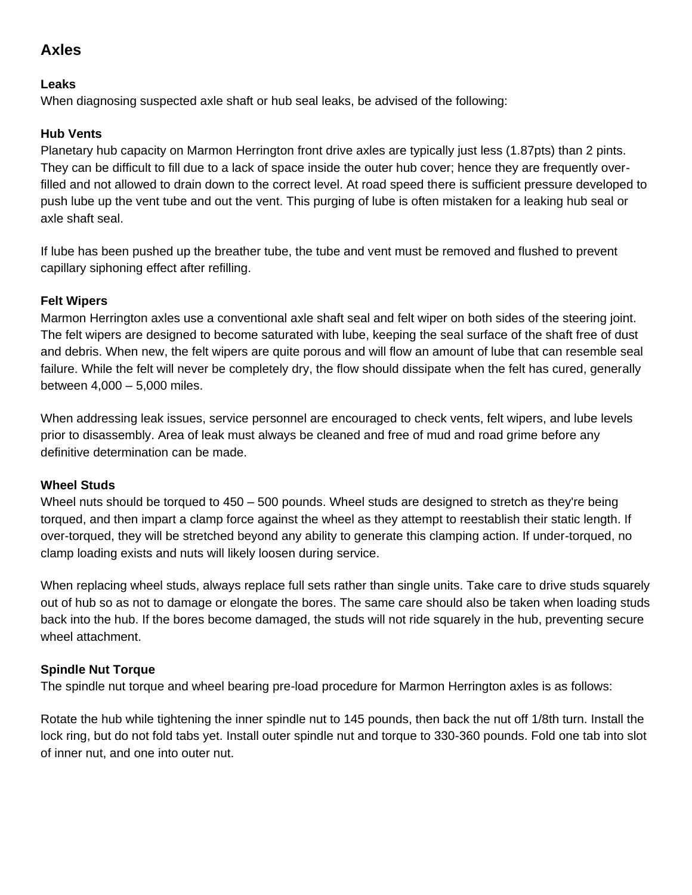## Axles

### Leaks

When diagnosing suspected axle shaft or hub seal leaks, be advised of the following:

### Hub Vents

Planetary hub capacity on Marmon Herrington front drive axles are typically just less (1.87pts) than 2 pints. They can be difficult to fill due to a lack of space inside the outer hub cover; hence they are frequently over-filled and not allowed to drain down to the correct level. At road speed there is sufficient pressure developed to push lube up the vent tube and out the vent. This purging of lube is often mistaken for a leaking hub seal or axle shaft seal.

If lube has been pushed up the breather tube, the tube and vent must be removed and flushed to prevent capillary siphoning effect after refilling.

### Felt Wipers

Marmon Herrington axles use a conventional axle shaft seal and felt wiper on both sides of the steering joint. The felt wipers are designed to become saturated with lube, keeping the seal surface of the shaft free of dust and debris. When new, the felt wipers are quite porous and will flow an amount of lube that can resemble seal failure. While the felt will never be completely dry, the flow should dissipate when the felt has cured, generally between 4,000 – 5,000 miles.

When addressing leak issues, service personnel are encouraged to check vents, felt wipers, and lube levels prior to disassembly. Area of leak must always be cleaned and free of mud and road grime before any definitive determination can be made.

### Wheel Studs

Wheel nuts should be torqued to 450 – 500 pounds. Wheel studs are designed to stretch as they're being torqued, and then impart a clamp force against the wheel as they attempt to reestablish their static length. If over-torqued, they will be stretched beyond any ability to generate this clamping action. If under-torqued, no clamp loading exists and nuts will likely loosen during service.

When replacing wheel studs, always replace full sets rather than single units. Take care to drive studs squarely out of hub so as not to damage or elongate the bores. The same care should also be taken when loading studs back into the hub. If the bores become damaged, the studs will not ride squarely in the hub, preventing secure wheel attachment.

### Spindle Nut Torque

The spindle nut torque and wheel bearing pre-load procedure for Marmon Herrington axles is as follows:

Rotate the hub while tightening the inner spindle nut to 145 pounds, then back the nut off 1/8th turn. Install the lock ring, but do not fold tabs yet. Install outer spindle nut and torque to 330-360 pounds. Fold one tab into slot of inner nut, and one into outer nut.